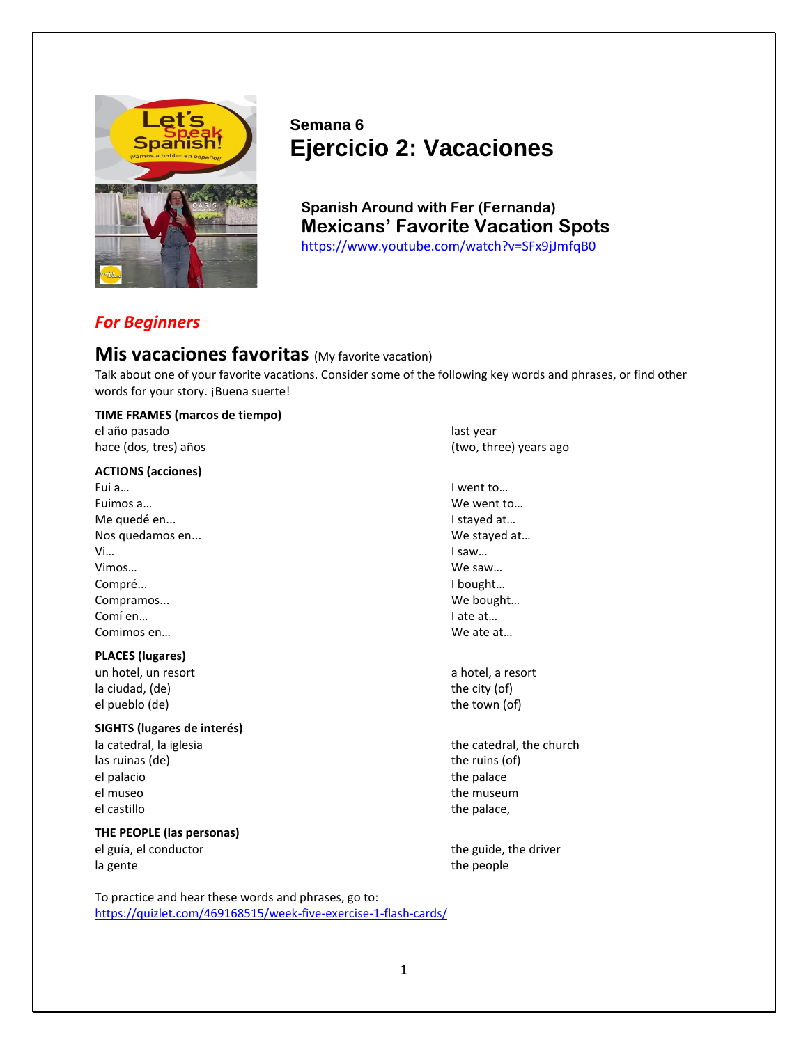### Semana 6
# Ejercicio 2: Vacaciones

**Spanish Around with Fer (Fernanda)**
**Mexicans' Favorite Vacation Spots**
https://www.youtube.com/watch?v=SFx9jJmfqB0

## *For Beginners*

## Mis vacaciones favoritas (My favorite vacation)

Talk about one of your favorite vacations. Consider some of the following key words and phrases, or find other words for your story. ¡Buena suerte!

**TIME FRAMES (marcos de tiempo)**

| | |
|---|---|
| el año pasado | last year |
| hace (dos, tres) años | (two, three) years ago |

**ACTIONS (acciones)**

| | |
|---|---|
| Fui a… | I went to… |
| Fuimos a… | We went to… |
| Me quedé en... | I stayed at… |
| Nos quedamos en... | We stayed at… |
| Vi… | I saw… |
| Vimos… | We saw… |
| Compré... | I bought… |
| Compramos... | We bought… |
| Comí en… | I ate at… |
| Comimos en… | We ate at… |

**PLACES (lugares)**

| | |
|---|---|
| un hotel, un resort | a hotel, a resort |
| la ciudad, (de) | the city (of) |
| el pueblo (de) | the town (of) |

**SIGHTS (lugares de interés)**

| | |
|---|---|
| la catedral, la iglesia | the catedral, the church |
| las ruinas (de) | the ruins (of) |
| el palacio | the palace |
| el museo | the museum |
| el castillo | the palace, |

**THE PEOPLE (las personas)**

| | |
|---|---|
| el guía, el conductor | the guide, the driver |
| la gente | the people |

To practice and hear these words and phrases, go to:
https://quizlet.com/469168515/week-five-exercise-1-flash-cards/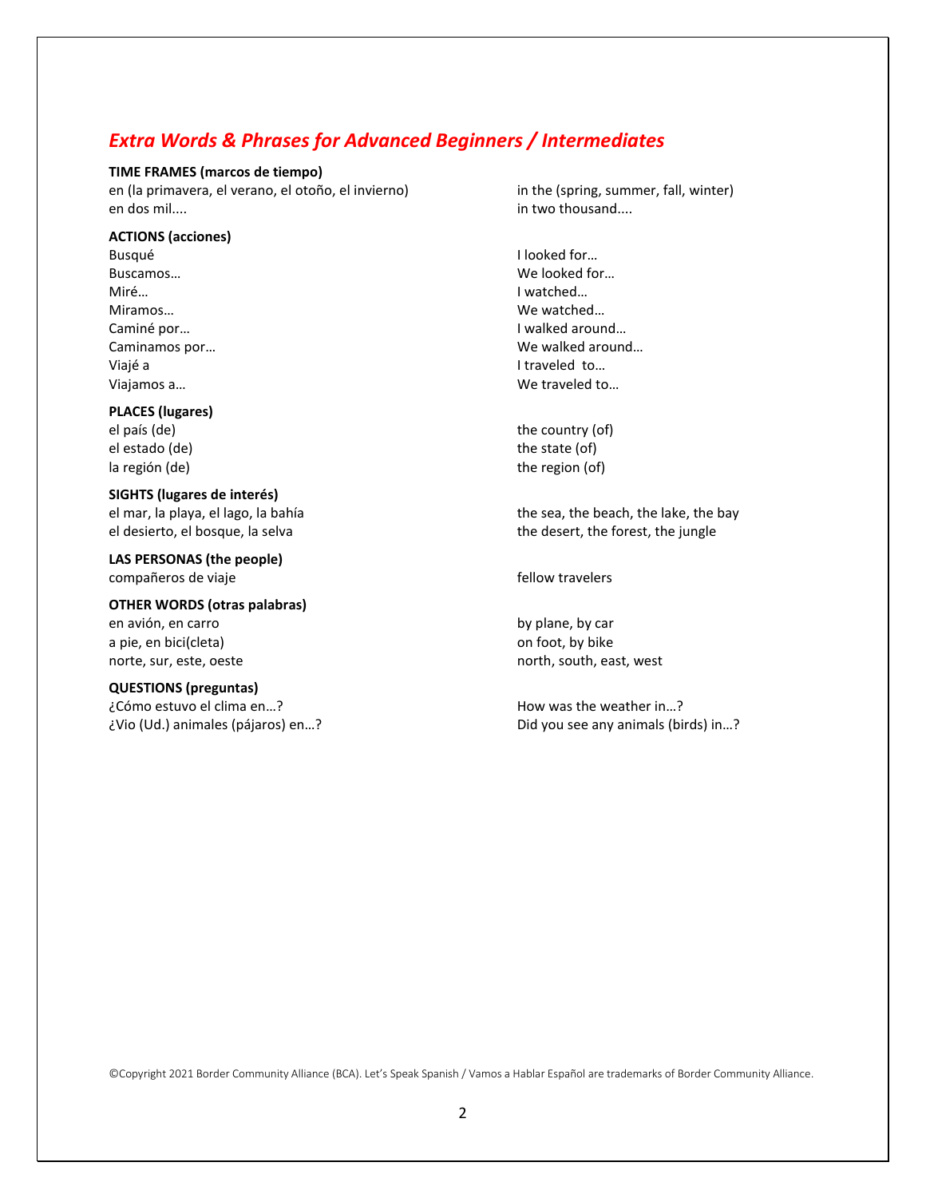## *Extra Words & Phrases for Advanced Beginners / Intermediates*

| | |
|---|---|
| **TIME FRAMES (marcos de tiempo)** | |
| en (la primavera, el verano, el otoño, el invierno) | in the (spring, summer, fall, winter) |
| en dos mil.... | in two thousand.... |
| **ACTIONS (acciones)** | |
| Busqué | I looked for… |
| Buscamos… | We looked for… |
| Miré… | I watched… |
| Miramos… | We watched… |
| Caminé por… | I walked around… |
| Caminamos por… | We walked around… |
| Viajé a | I traveled to… |
| Viajamos a… | We traveled to… |
| **PLACES (lugares)** | |
| el país (de) | the country (of) |
| el estado (de) | the state (of) |
| la región (de) | the region (of) |
| **SIGHTS (lugares de interés)** | |
| el mar, la playa, el lago, la bahía | the sea, the beach, the lake, the bay |
| el desierto, el bosque, la selva | the desert, the forest, the jungle |
| **LAS PERSONAS (the people)** | |
| compañeros de viaje | fellow travelers |
| **OTHER WORDS (otras palabras)** | |
| en avión, en carro | by plane, by car |
| a pie, en bici(cleta) | on foot, by bike |
| norte, sur, este, oeste | north, south, east, west |
| **QUESTIONS (preguntas)** | |
| ¿Cómo estuvo el clima en…? | How was the weather in…? |
| ¿Vio (Ud.) animales (pájaros) en…? | Did you see any animals (birds) in…? |

©Copyright 2021 Border Community Alliance (BCA). Let's Speak Spanish / Vamos a Hablar Español are trademarks of Border Community Alliance.